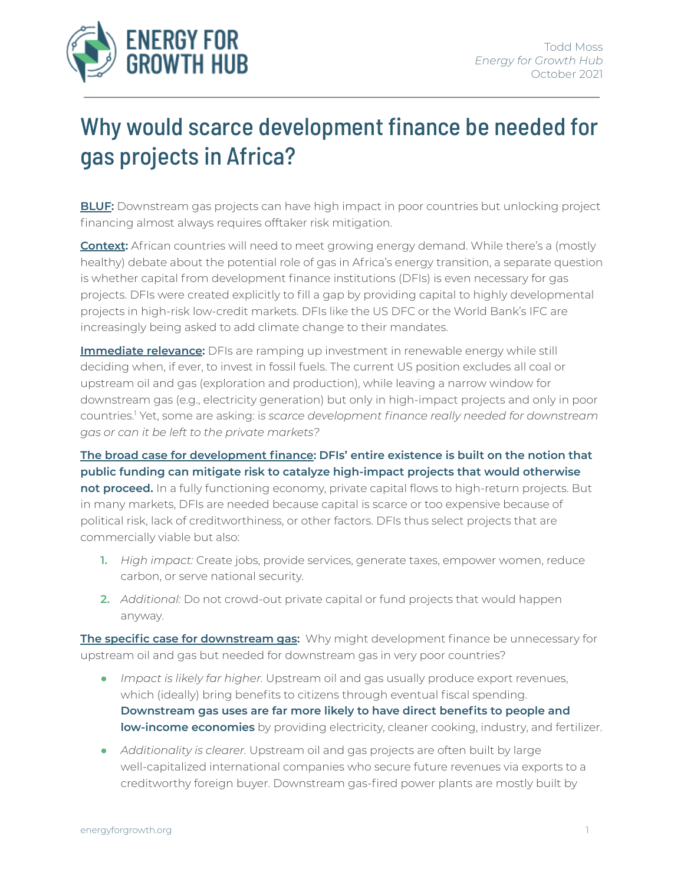Todd Moss
*Energy for Growth Hub*
October 2021

# Why would scarce development finance be needed for gas projects in Africa?

**BLUF:** Downstream gas projects can have high impact in poor countries but unlocking project financing almost always requires offtaker risk mitigation.

**Context:** African countries will need to meet growing energy demand. While there's a (mostly healthy) debate about the potential role of gas in Africa's energy transition, a separate question is whether capital from development finance institutions (DFIs) is even necessary for gas projects. DFIs were created explicitly to fill a gap by providing capital to highly developmental projects in high-risk low-credit markets. DFIs like the US DFC or the World Bank's IFC are increasingly being asked to add climate change to their mandates.

**Immediate relevance:** DFIs are ramping up investment in renewable energy while still deciding when, if ever, to invest in fossil fuels. The current US position excludes all coal or upstream oil and gas (exploration and production), while leaving a narrow window for downstream gas (e.g., electricity generation) but only in high-impact projects and only in poor countries.[1] Yet, some are asking: is *scarce development finance really needed for downstream gas or can it be left to the private markets?*

**The broad case for development finance: DFIs' entire existence is built on the notion that public funding can mitigate risk to catalyze high-impact projects that would otherwise not proceed.** In a fully functioning economy, private capital flows to high-return projects. But in many markets, DFIs are needed because capital is scarce or too expensive because of political risk, lack of creditworthiness, or other factors. DFIs thus select projects that are commercially viable but also:

1. *High impact:* Create jobs, provide services, generate taxes, empower women, reduce carbon, or serve national security.
2. *Additional:* Do not crowd-out private capital or fund projects that would happen anyway.

**The specific case for downstream gas:** Why might development finance be unnecessary for upstream oil and gas but needed for downstream gas in very poor countries?

- *Impact is likely far higher.* Upstream oil and gas usually produce export revenues, which (ideally) bring benefits to citizens through eventual fiscal spending. **Downstream gas uses are far more likely to have direct benefits to people and low-income economies** by providing electricity, cleaner cooking, industry, and fertilizer.
- *Additionality is clearer.* Upstream oil and gas projects are often built by large well-capitalized international companies who secure future revenues via exports to a creditworthy foreign buyer. Downstream gas-fired power plants are mostly built by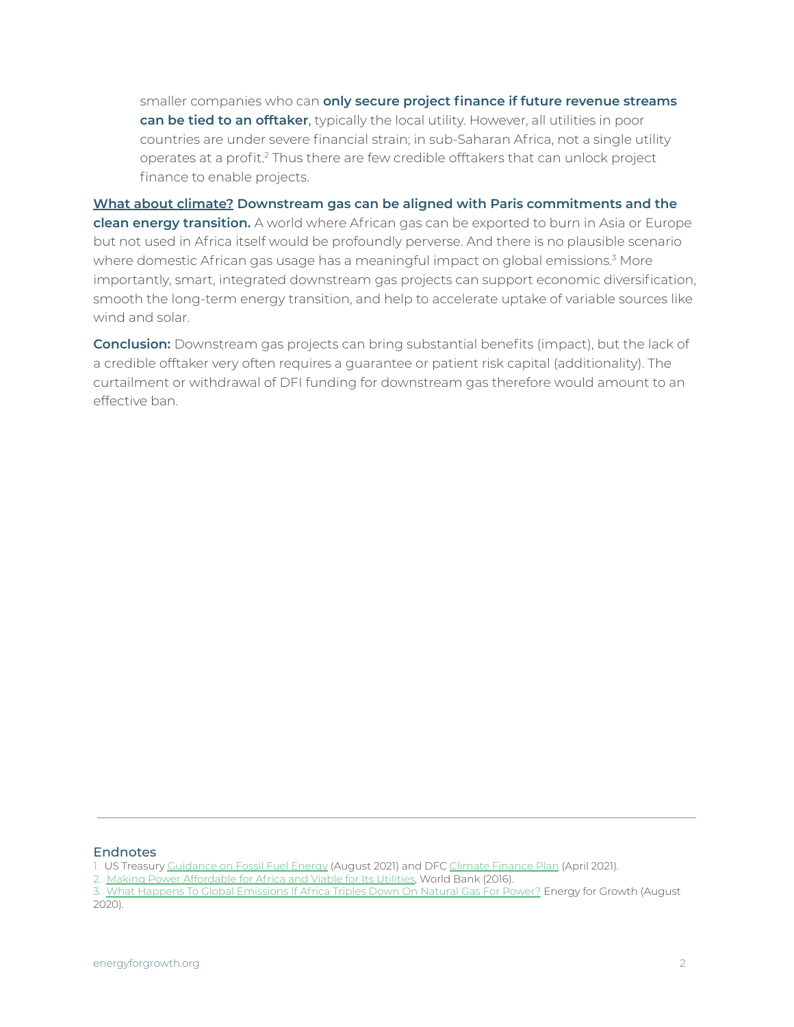smaller companies who can **only secure project finance if future revenue streams can be tied to an offtaker**, typically the local utility. However, all utilities in poor countries are under severe financial strain; in sub-Saharan Africa, not a single utility operates at a profit.[2] Thus there are few credible offtakers that can unlock project finance to enable projects.

What about climate? **Downstream gas can be aligned with Paris commitments and the clean energy transition.** A world where African gas can be exported to burn in Asia or Europe but not used in Africa itself would be profoundly perverse. And there is no plausible scenario where domestic African gas usage has a meaningful impact on global emissions.[3] More importantly, smart, integrated downstream gas projects can support economic diversification, smooth the long-term energy transition, and help to accelerate uptake of variable sources like wind and solar.

**Conclusion:** Downstream gas projects can bring substantial benefits (impact), but the lack of a credible offtaker very often requires a guarantee or patient risk capital (additionality). The curtailment or withdrawal of DFI funding for downstream gas therefore would amount to an effective ban.

---

## Endnotes

1. US Treasury Guidance on Fossil Fuel Energy (August 2021) and DFC Climate Finance Plan (April 2021).
2. Making Power Affordable for Africa and Viable for Its Utilities, World Bank (2016).
3. What Happens To Global Emissions If Africa Triples Down On Natural Gas For Power? Energy for Growth (August 2020).